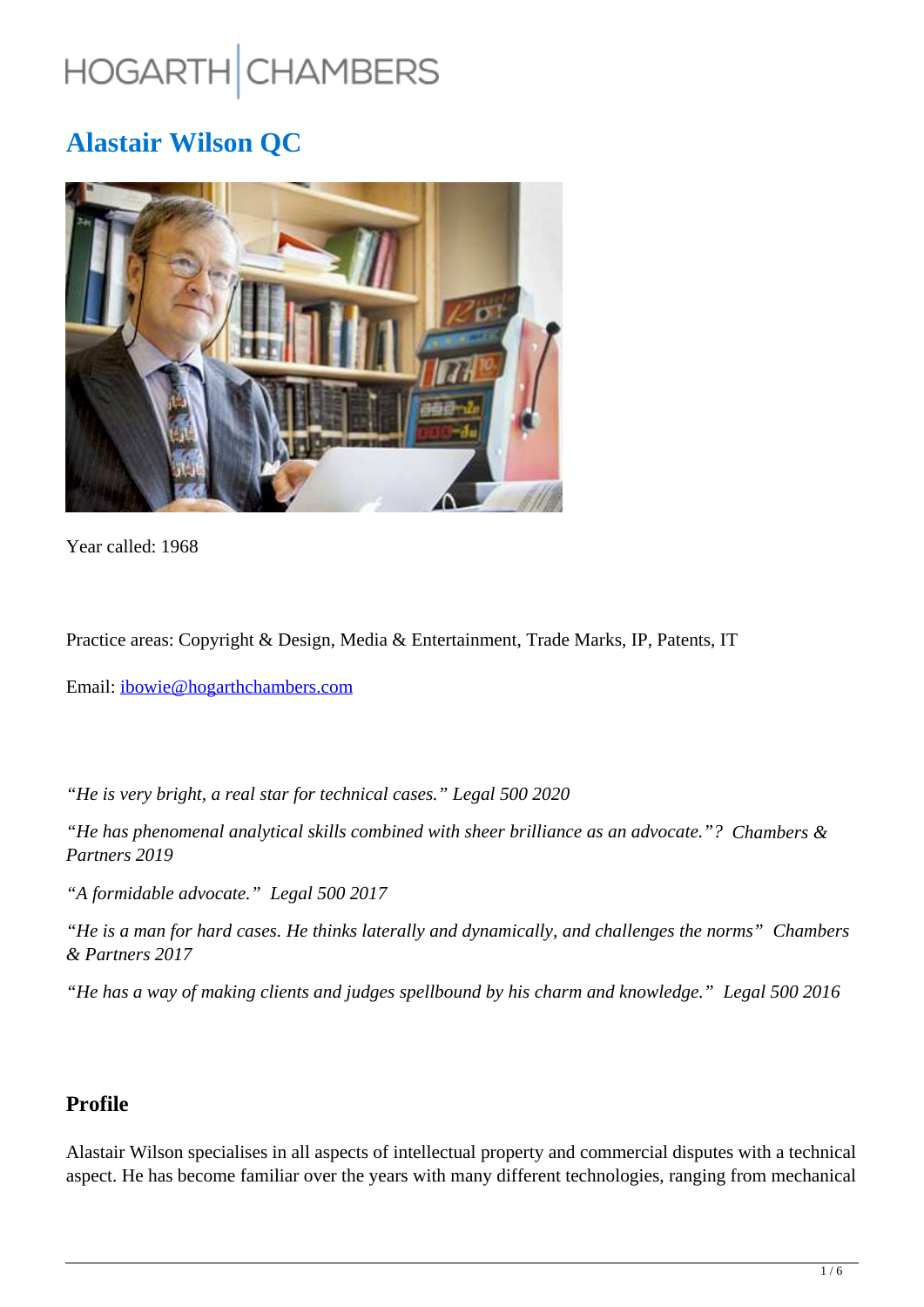HOGARTH | CHAMBERS

# Alastair Wilson QC

Year called: 1968

Practice areas: Copyright & Design, Media & Entertainment, Trade Marks, IP, Patents, IT

Email: [ibowie@hogarthchambers.com](mailto:ibowie@hogarthchambers.com)

*“He is very bright, a real star for technical cases.” Legal 500 2020*

*“He has phenomenal analytical skills combined with sheer brilliance as an advocate.”? Chambers & Partners 2019*

*“A formidable advocate.” Legal 500 2017*

*“He is a man for hard cases. He thinks laterally and dynamically, and challenges the norms” Chambers & Partners 2017*

*“He has a way of making clients and judges spellbound by his charm and knowledge.” Legal 500 2016*

## Profile

Alastair Wilson specialises in all aspects of intellectual property and commercial disputes with a technical aspect. He has become familiar over the years with many different technologies, ranging from mechanical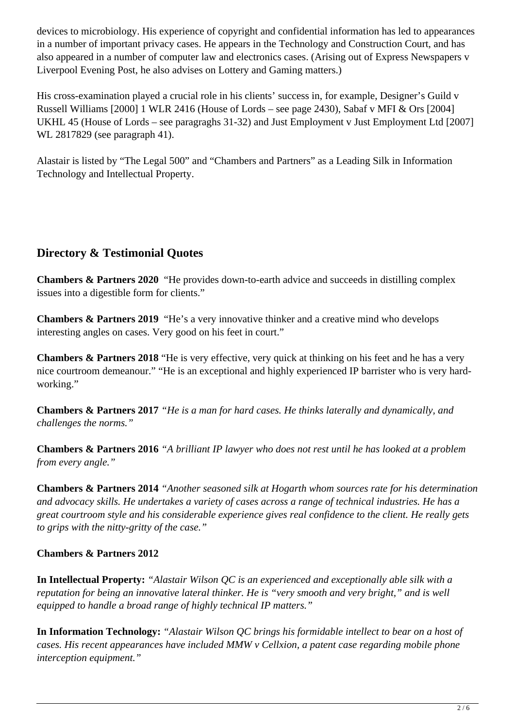devices to microbiology. His experience of copyright and confidential information has led to appearances in a number of important privacy cases. He appears in the Technology and Construction Court, and has also appeared in a number of computer law and electronics cases. (Arising out of Express Newspapers v Liverpool Evening Post, he also advises on Lottery and Gaming matters.)

His cross-examination played a crucial role in his clients' success in, for example, Designer's Guild v Russell Williams [2000] 1 WLR 2416 (House of Lords – see page 2430), Sabaf v MFI & Ors [2004] UKHL 45 (House of Lords – see paragraghs 31-32) and Just Employment v Just Employment Ltd [2007] WL 2817829 (see paragraph 41).

Alastair is listed by "The Legal 500" and "Chambers and Partners" as a Leading Silk in Information Technology and Intellectual Property.

## Directory & Testimonial Quotes

**Chambers & Partners 2020** "He provides down-to-earth advice and succeeds in distilling complex issues into a digestible form for clients."

**Chambers & Partners 2019** "He's a very innovative thinker and a creative mind who develops interesting angles on cases. Very good on his feet in court."

**Chambers & Partners 2018** "He is very effective, very quick at thinking on his feet and he has a very nice courtroom demeanour." "He is an exceptional and highly experienced IP barrister who is very hard-working."

**Chambers & Partners 2017** *"He is a man for hard cases. He thinks laterally and dynamically, and challenges the norms."*

**Chambers & Partners 2016** *"A brilliant IP lawyer who does not rest until he has looked at a problem from every angle."*

**Chambers & Partners 2014** *"Another seasoned silk at Hogarth whom sources rate for his determination and advocacy skills. He undertakes a variety of cases across a range of technical industries. He has a great courtroom style and his considerable experience gives real confidence to the client. He really gets to grips with the nitty-gritty of the case."*

**Chambers & Partners 2012**

**In Intellectual Property:** *"Alastair Wilson QC is an experienced and exceptionally able silk with a reputation for being an innovative lateral thinker. He is "very smooth and very bright," and is well equipped to handle a broad range of highly technical IP matters."*

**In Information Technology:** *"Alastair Wilson QC brings his formidable intellect to bear on a host of cases. His recent appearances have included MMW v Cellxion, a patent case regarding mobile phone interception equipment."*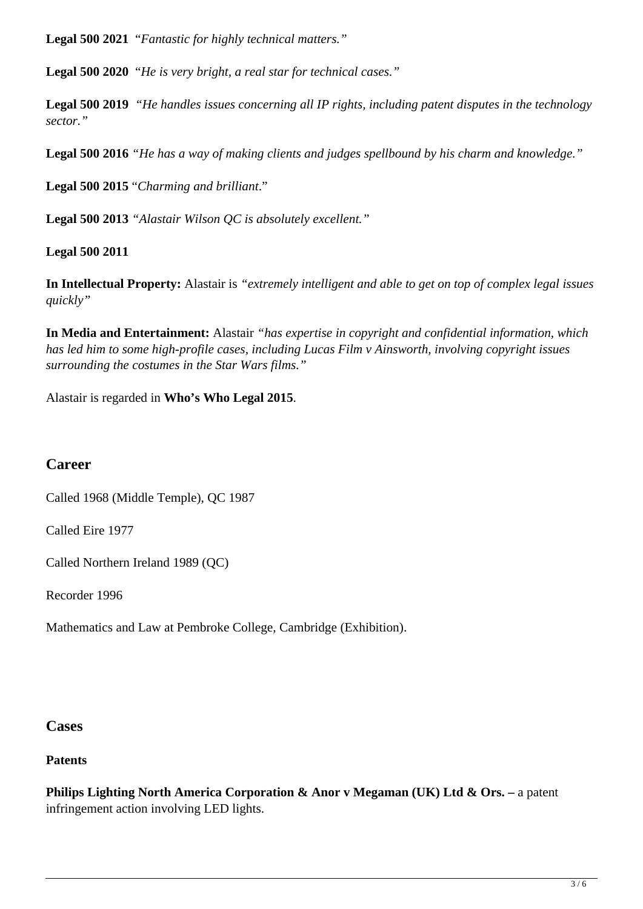**Legal 500 2021** *"Fantastic for highly technical matters."*

**Legal 500 2020** *"He is very bright, a real star for technical cases."*

**Legal 500 2019** *"He handles issues concerning all IP rights, including patent disputes in the technology sector."*

**Legal 500 2016** *"He has a way of making clients and judges spellbound by his charm and knowledge."*

**Legal 500 2015** "*Charming and brilliant*."

**Legal 500 2013** *"Alastair Wilson QC is absolutely excellent."*

**Legal 500 2011**

**In Intellectual Property:** Alastair is *"extremely intelligent and able to get on top of complex legal issues quickly"*

**In Media and Entertainment:** Alastair *"has expertise in copyright and confidential information, which has led him to some high-profile cases, including Lucas Film v Ainsworth, involving copyright issues surrounding the costumes in the Star Wars films."*

Alastair is regarded in **Who's Who Legal 2015**.

## Career

Called 1968 (Middle Temple), QC 1987

Called Eire 1977

Called Northern Ireland 1989 (QC)

Recorder 1996

Mathematics and Law at Pembroke College, Cambridge (Exhibition).

## Cases

**Patents**

**Philips Lighting North America Corporation & Anor v Megaman (UK) Ltd & Ors. –** a patent infringement action involving LED lights.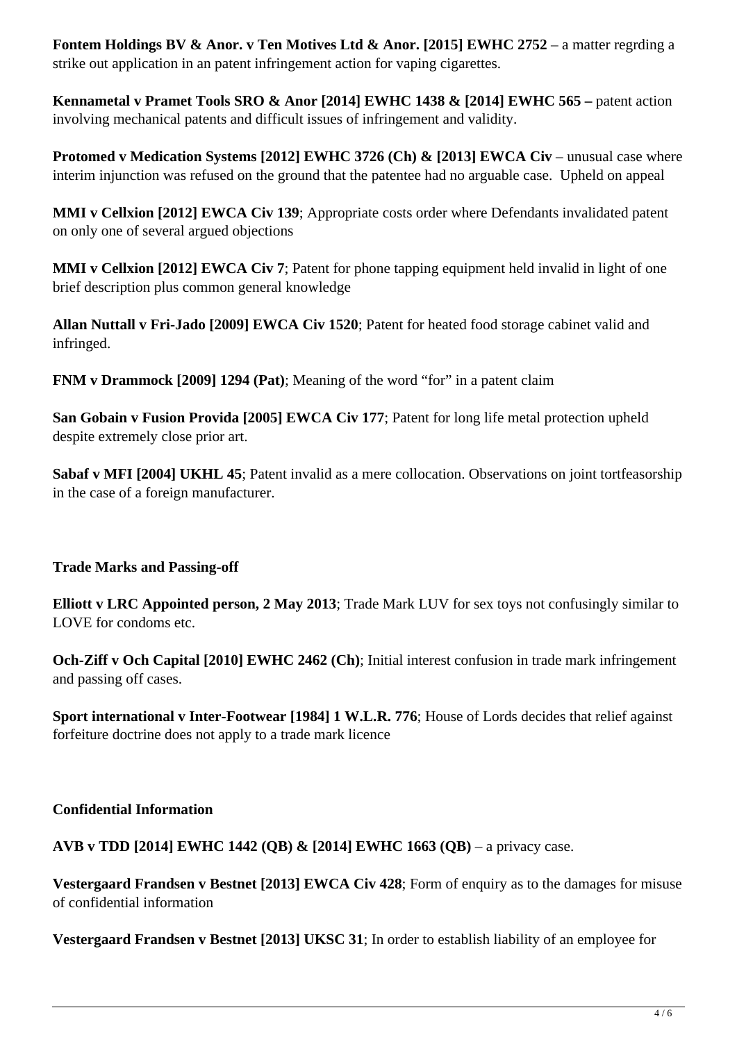**Fontem Holdings BV & Anor. v Ten Motives Ltd & Anor. [2015] EWHC 2752** – a matter regrding a strike out application in an patent infringement action for vaping cigarettes.

**Kennametal v Pramet Tools SRO & Anor [2014] EWHC 1438 & [2014] EWHC 565 –** patent action involving mechanical patents and difficult issues of infringement and validity.

**Protomed v Medication Systems [2012] EWHC 3726 (Ch) & [2013] EWCA Civ** – unusual case where interim injunction was refused on the ground that the patentee had no arguable case. Upheld on appeal

**MMI v Cellxion [2012] EWCA Civ 139**; Appropriate costs order where Defendants invalidated patent on only one of several argued objections

**MMI v Cellxion [2012] EWCA Civ 7**; Patent for phone tapping equipment held invalid in light of one brief description plus common general knowledge

**Allan Nuttall v Fri-Jado [2009] EWCA Civ 1520**; Patent for heated food storage cabinet valid and infringed.

**FNM v Drammock [2009] 1294 (Pat)**; Meaning of the word "for" in a patent claim

**San Gobain v Fusion Provida [2005] EWCA Civ 177**; Patent for long life metal protection upheld despite extremely close prior art.

**Sabaf v MFI [2004] UKHL 45**; Patent invalid as a mere collocation. Observations on joint tortfeasorship in the case of a foreign manufacturer.

**Trade Marks and Passing-off**

**Elliott v LRC Appointed person, 2 May 2013**; Trade Mark LUV for sex toys not confusingly similar to LOVE for condoms etc.

**Och-Ziff v Och Capital [2010] EWHC 2462 (Ch)**; Initial interest confusion in trade mark infringement and passing off cases.

**Sport international v Inter-Footwear [1984] 1 W.L.R. 776**; House of Lords decides that relief against forfeiture doctrine does not apply to a trade mark licence

**Confidential Information**

**AVB v TDD [2014] EWHC 1442 (QB) & [2014] EWHC 1663 (QB)** – a privacy case.

**Vestergaard Frandsen v Bestnet [2013] EWCA Civ 428**; Form of enquiry as to the damages for misuse of confidential information

**Vestergaard Frandsen v Bestnet [2013] UKSC 31**; In order to establish liability of an employee for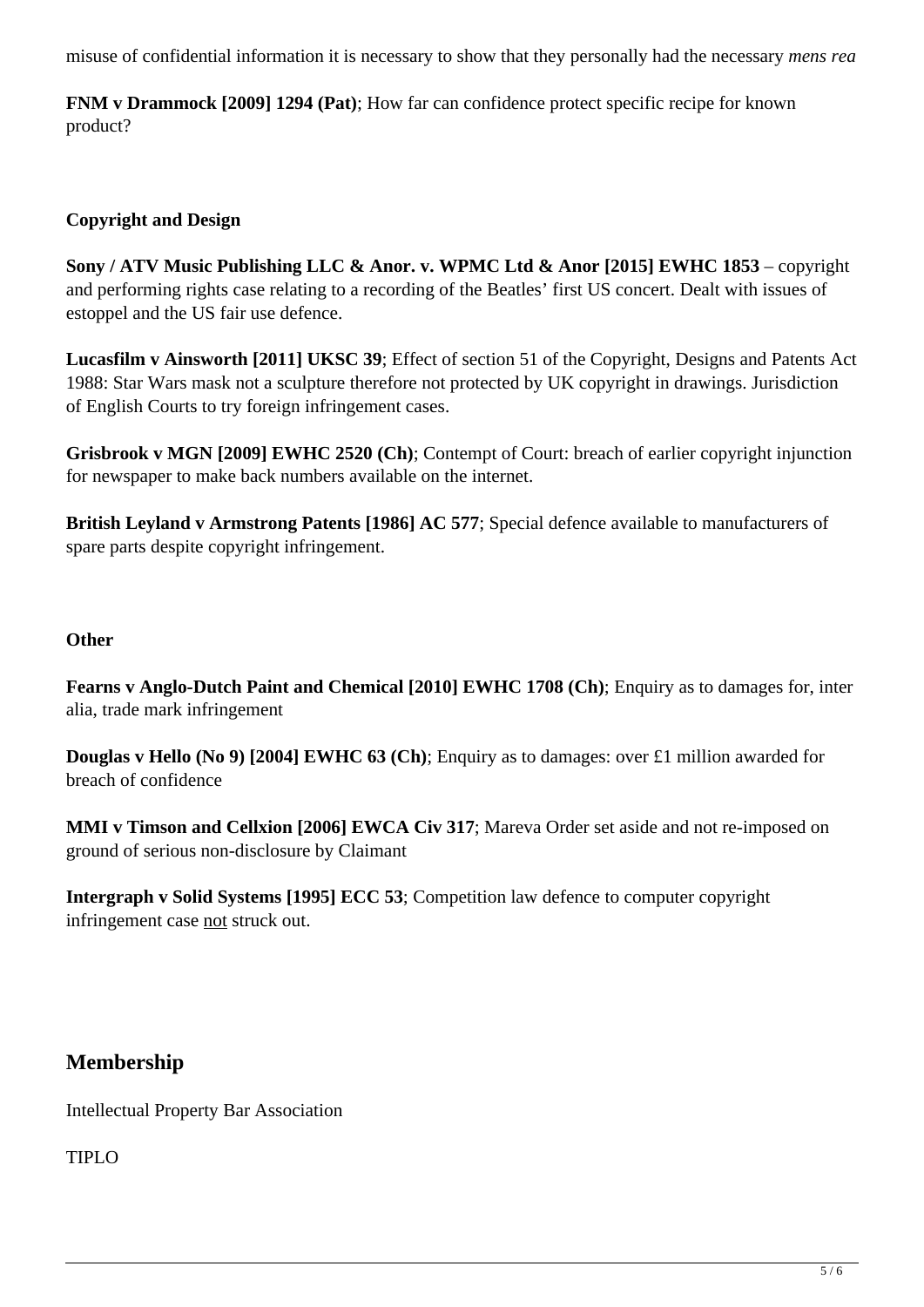misuse of confidential information it is necessary to show that they personally had the necessary *mens rea*

**FNM v Drammock [2009] 1294 (Pat)**; How far can confidence protect specific recipe for known product?

**Copyright and Design**

**Sony / ATV Music Publishing LLC & Anor. v. WPMC Ltd & Anor [2015] EWHC 1853** – copyright and performing rights case relating to a recording of the Beatles' first US concert. Dealt with issues of estoppel and the US fair use defence.

**Lucasfilm v Ainsworth [2011] UKSC 39**; Effect of section 51 of the Copyright, Designs and Patents Act 1988: Star Wars mask not a sculpture therefore not protected by UK copyright in drawings. Jurisdiction of English Courts to try foreign infringement cases.

**Grisbrook v MGN [2009] EWHC 2520 (Ch)**; Contempt of Court: breach of earlier copyright injunction for newspaper to make back numbers available on the internet.

**British Leyland v Armstrong Patents [1986] AC 577**; Special defence available to manufacturers of spare parts despite copyright infringement.

**Other**

**Fearns v Anglo-Dutch Paint and Chemical [2010] EWHC 1708 (Ch)**; Enquiry as to damages for, inter alia, trade mark infringement

**Douglas v Hello (No 9) [2004] EWHC 63 (Ch)**; Enquiry as to damages: over £1 million awarded for breach of confidence

**MMI v Timson and Cellxion [2006] EWCA Civ 317**; Mareva Order set aside and not re-imposed on ground of serious non-disclosure by Claimant

**Intergraph v Solid Systems [1995] ECC 53**; Competition law defence to computer copyright infringement case <u>not</u> struck out.

## Membership

Intellectual Property Bar Association

TIPLO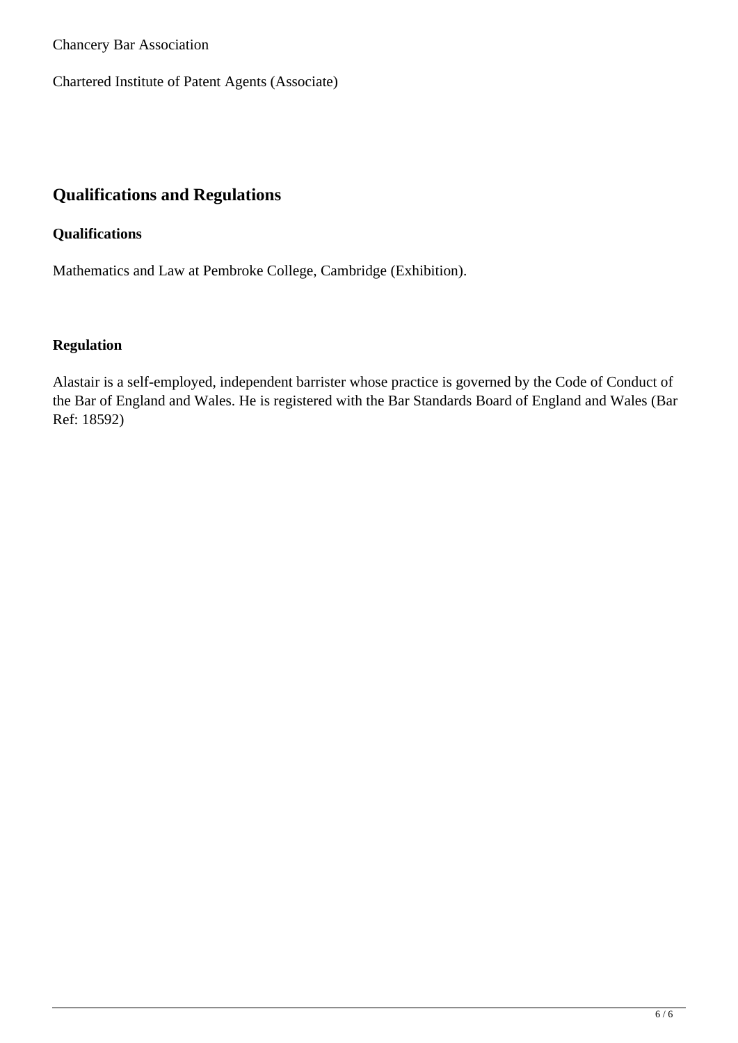Chancery Bar Association

Chartered Institute of Patent Agents (Associate)

## Qualifications and Regulations

### Qualifications

Mathematics and Law at Pembroke College, Cambridge (Exhibition).

### Regulation

Alastair is a self-employed, independent barrister whose practice is governed by the Code of Conduct of the Bar of England and Wales. He is registered with the Bar Standards Board of England and Wales (Bar Ref: 18592)